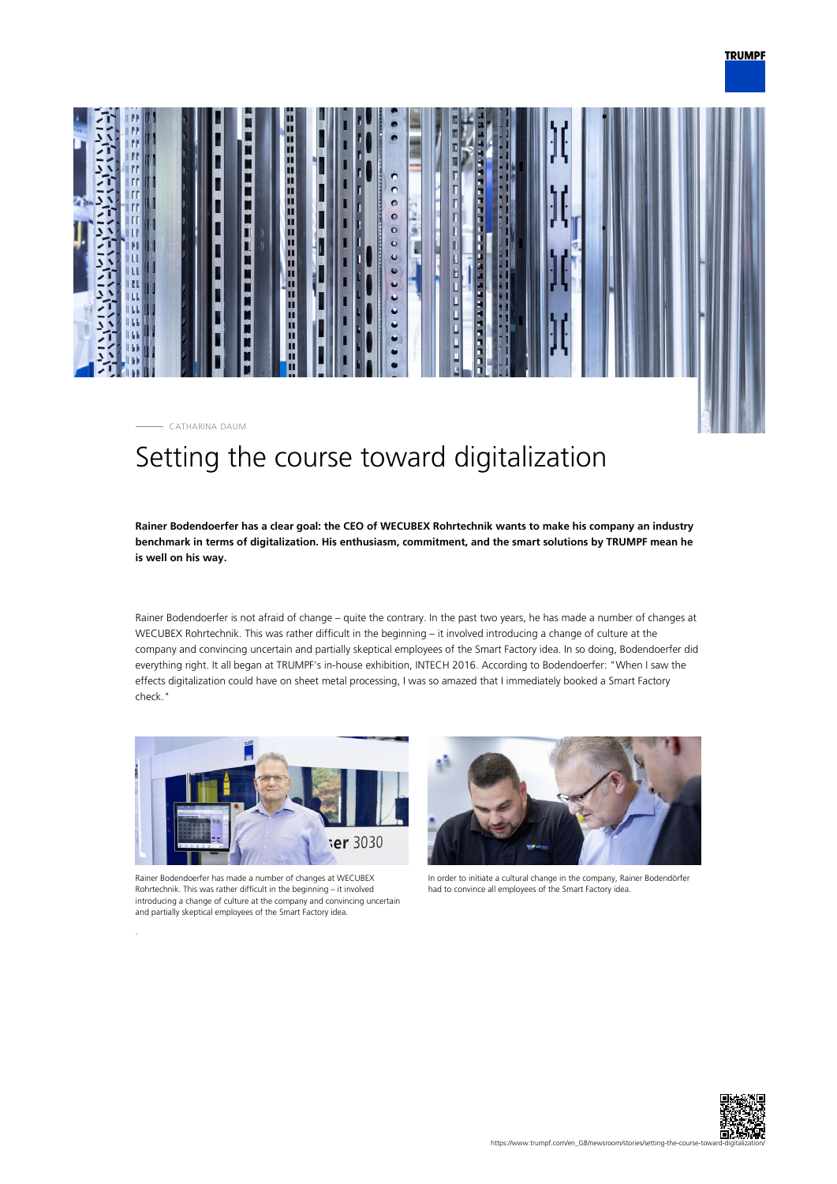CATHARINA DAUM

# Setting the course toward digitalization

**Rainer Bodendoerfer has a clear goal: the CEO of WECUBEX Rohrtechnik wants to make his company an industry benchmark in terms of digitalization. His enthusiasm, commitment, and the smart solutions by TRUMPF mean he is well on his way.**

Rainer Bodendoerfer is not afraid of change – quite the contrary. In the past two years, he has made a number of changes at WECUBEX Rohrtechnik. This was rather difficult in the beginning – it involved introducing a change of culture at the company and convincing uncertain and partially skeptical employees of the Smart Factory idea. In so doing, Bodendoerfer did everything right. It all began at TRUMPF's in-house exhibition, INTECH 2016. According to Bodendoerfer: "When I saw the effects digitalization could have on sheet metal processing, I was so amazed that I immediately booked a Smart Factory check."

Rainer Bodendoerfer has made a number of changes at WECUBEX Rohrtechnik. This was rather difficult in the beginning – it involved introducing a change of culture at the company and convincing uncertain and partially skeptical employees of the Smart Factory idea.

In order to initiate a cultural change in the company, Rainer Bodendörfer had to convince all employees of the Smart Factory idea.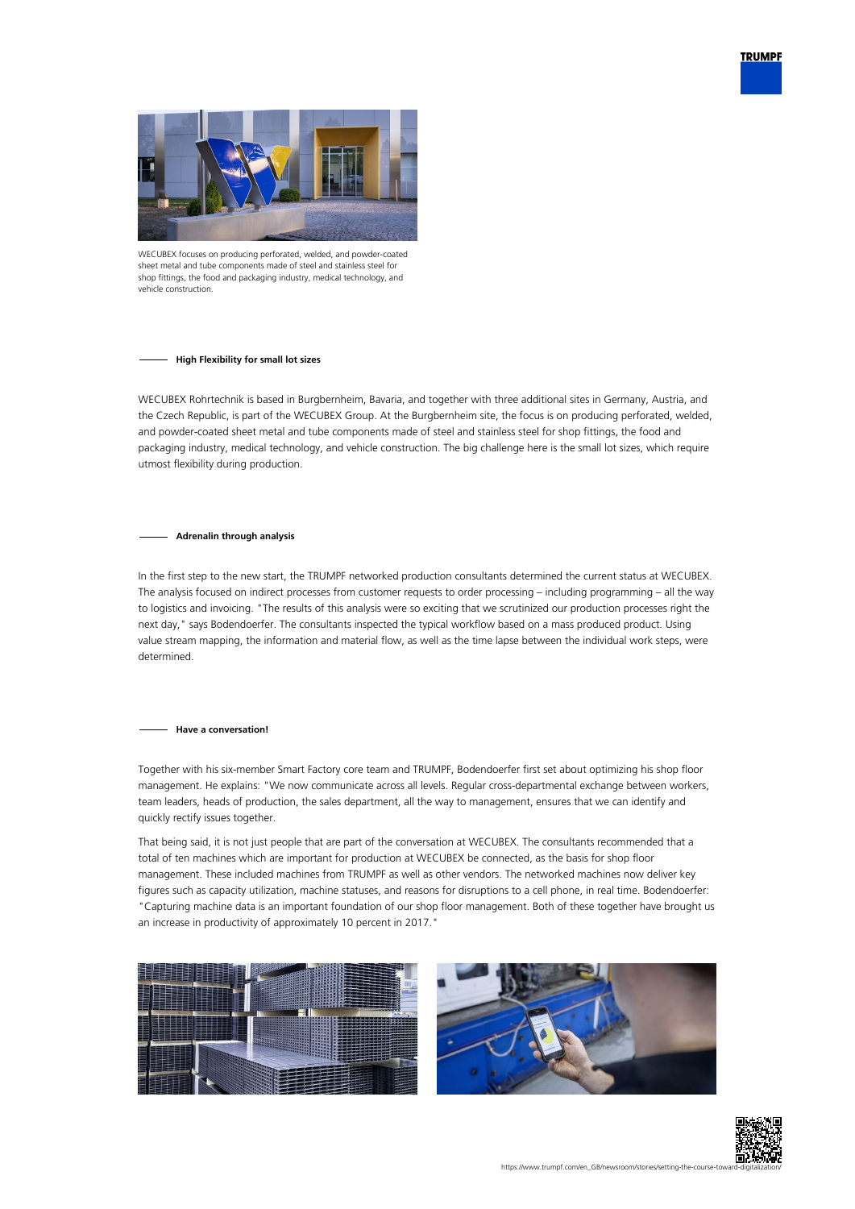WECUBEX focuses on producing perforated, welded, and powder-coated sheet metal and tube components made of steel and stainless steel for shop fittings, the food and packaging industry, medical technology, and vehicle construction.

### High Flexibility for small lot sizes

WECUBEX Rohrtechnik is based in Burgbernheim, Bavaria, and together with three additional sites in Germany, Austria, and the Czech Republic, is part of the WECUBEX Group. At the Burgbernheim site, the focus is on producing perforated, welded, and powder-coated sheet metal and tube components made of steel and stainless steel for shop fittings, the food and packaging industry, medical technology, and vehicle construction. The big challenge here is the small lot sizes, which require utmost flexibility during production.

### Adrenalin through analysis

In the first step to the new start, the TRUMPF networked production consultants determined the current status at WECUBEX. The analysis focused on indirect processes from customer requests to order processing – including programming – all the way to logistics and invoicing. "The results of this analysis were so exciting that we scrutinized our production processes right the next day," says Bodendoerfer. The consultants inspected the typical workflow based on a mass produced product. Using value stream mapping, the information and material flow, as well as the time lapse between the individual work steps, were determined.

### Have a conversation!

Together with his six-member Smart Factory core team and TRUMPF, Bodendoerfer first set about optimizing his shop floor management. He explains: "We now communicate across all levels. Regular cross-departmental exchange between workers, team leaders, heads of production, the sales department, all the way to management, ensures that we can identify and quickly rectify issues together.

That being said, it is not just people that are part of the conversation at WECUBEX. The consultants recommended that a total of ten machines which are important for production at WECUBEX be connected, as the basis for shop floor management. These included machines from TRUMPF as well as other vendors. The networked machines now deliver key figures such as capacity utilization, machine statuses, and reasons for disruptions to a cell phone, in real time. Bodendoerfer: "Capturing machine data is an important foundation of our shop floor management. Both of these together have brought us an increase in productivity of approximately 10 percent in 2017."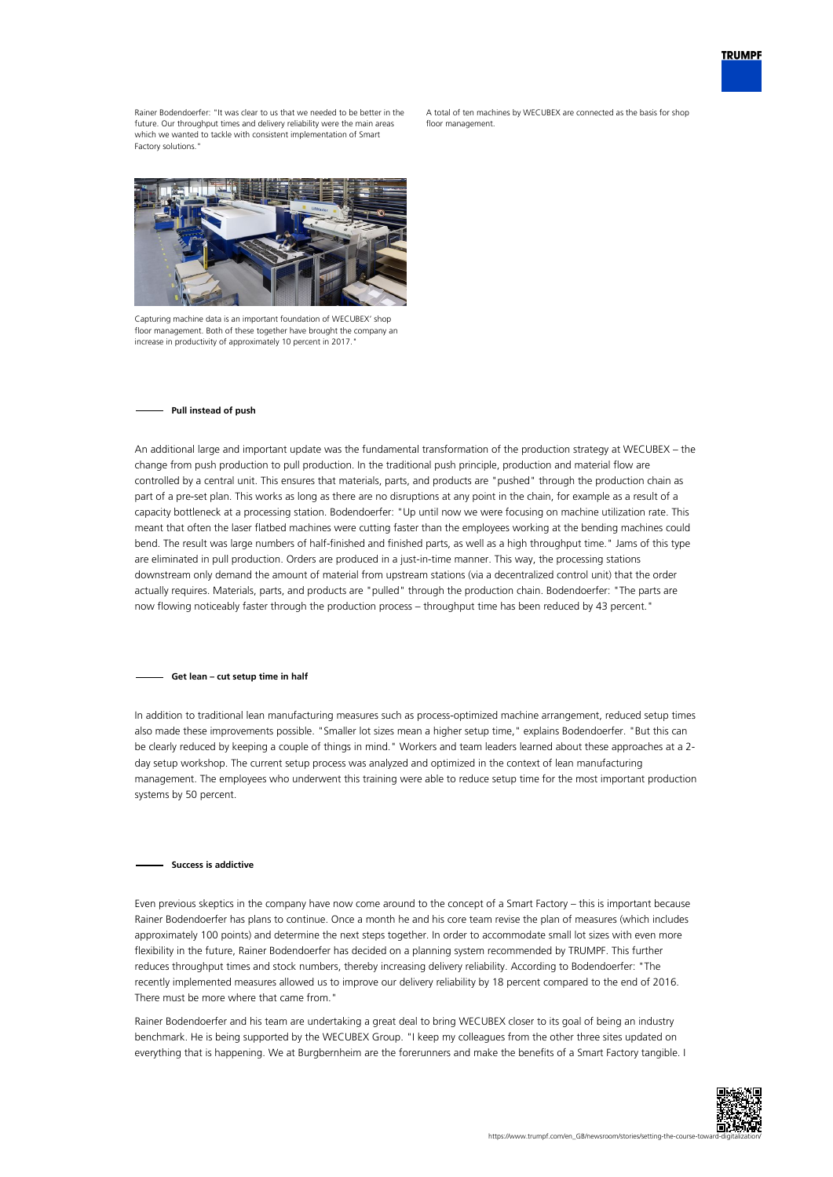Rainer Bodendoerfer: "It was clear to us that we needed to be better in the future. Our throughput times and delivery reliability were the main areas which we wanted to tackle with consistent implementation of Smart Factory solutions."

A total of ten machines by WECUBEX are connected as the basis for shop floor management.

Capturing machine data is an important foundation of WECUBEX' shop floor management. Both of these together have brought the company an increase in productivity of approximately 10 percent in 2017."

### Pull instead of push

An additional large and important update was the fundamental transformation of the production strategy at WECUBEX – the change from push production to pull production. In the traditional push principle, production and material flow are controlled by a central unit. This ensures that materials, parts, and products are "pushed" through the production chain as part of a pre-set plan. This works as long as there are no disruptions at any point in the chain, for example as a result of a capacity bottleneck at a processing station. Bodendoerfer: "Up until now we were focusing on machine utilization rate. This meant that often the laser flatbed machines were cutting faster than the employees working at the bending machines could bend. The result was large numbers of half-finished and finished parts, as well as a high throughput time." Jams of this type are eliminated in pull production. Orders are produced in a just-in-time manner. This way, the processing stations downstream only demand the amount of material from upstream stations (via a decentralized control unit) that the order actually requires. Materials, parts, and products are "pulled" through the production chain. Bodendoerfer: "The parts are now flowing noticeably faster through the production process – throughput time has been reduced by 43 percent."

### Get lean – cut setup time in half

In addition to traditional lean manufacturing measures such as process-optimized machine arrangement, reduced setup times also made these improvements possible. "Smaller lot sizes mean a higher setup time," explains Bodendoerfer. "But this can be clearly reduced by keeping a couple of things in mind." Workers and team leaders learned about these approaches at a 2-day setup workshop. The current setup process was analyzed and optimized in the context of lean manufacturing management. The employees who underwent this training were able to reduce setup time for the most important production systems by 50 percent.

### Success is addictive

Even previous skeptics in the company have now come around to the concept of a Smart Factory – this is important because Rainer Bodendoerfer has plans to continue. Once a month he and his core team revise the plan of measures (which includes approximately 100 points) and determine the next steps together. In order to accommodate small lot sizes with even more flexibility in the future, Rainer Bodendoerfer has decided on a planning system recommended by TRUMPF. This further reduces throughput times and stock numbers, thereby increasing delivery reliability. According to Bodendoerfer: "The recently implemented measures allowed us to improve our delivery reliability by 18 percent compared to the end of 2016. There must be more where that came from."

Rainer Bodendoerfer and his team are undertaking a great deal to bring WECUBEX closer to its goal of being an industry benchmark. He is being supported by the WECUBEX Group. "I keep my colleagues from the other three sites updated on everything that is happening. We at Burgbernheim are the forerunners and make the benefits of a Smart Factory tangible. I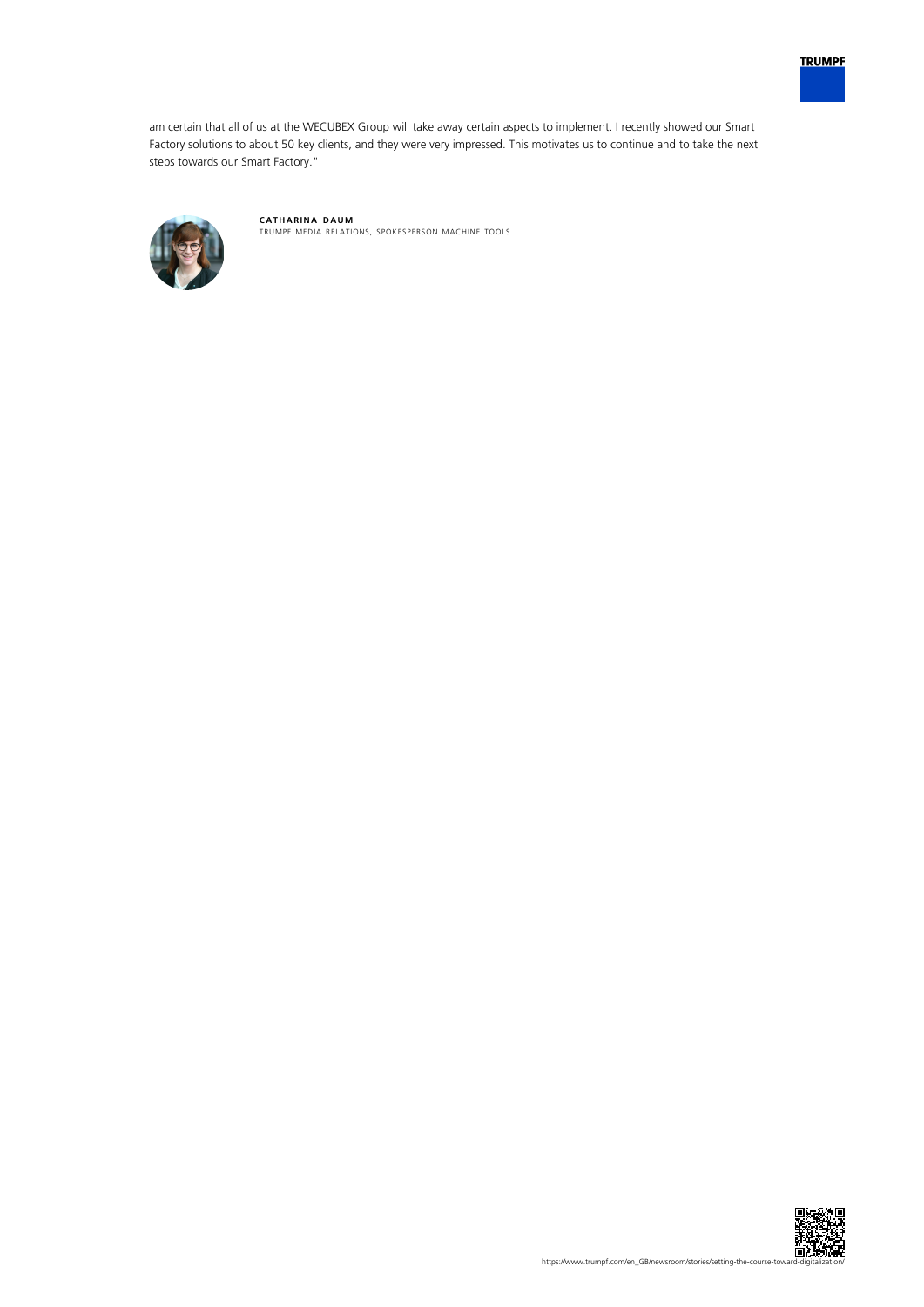am certain that all of us at the WECUBEX Group will take away certain aspects to implement. I recently showed our Smart Factory solutions to about 50 key clients, and they were very impressed. This motivates us to continue and to take the next steps towards our Smart Factory."

**CATHARINA DAUM**
TRUMPF MEDIA RELATIONS, SPOKESPERSON MACHINE TOOLS